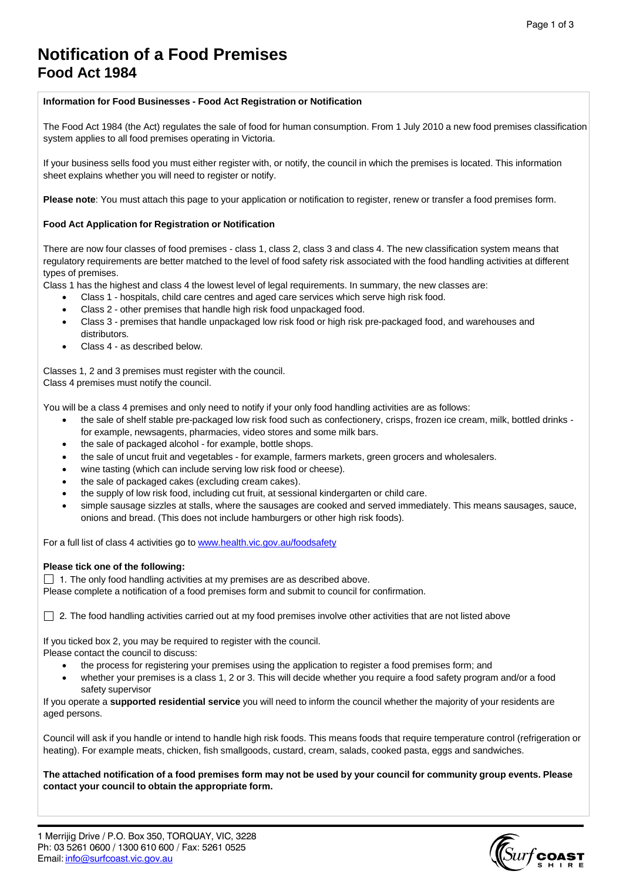# Notification of a Food Premises
## Food Act 1984

**Information for Food Businesses - Food Act Registration or Notification**

The Food Act 1984 (the Act) regulates the sale of food for human consumption. From 1 July 2010 a new food premises classification system applies to all food premises operating in Victoria.

If your business sells food you must either register with, or notify, the council in which the premises is located. This information sheet explains whether you will need to register or notify.

**Please note**: You must attach this page to your application or notification to register, renew or transfer a food premises form.

**Food Act Application for Registration or Notification**

There are now four classes of food premises - class 1, class 2, class 3 and class 4. The new classification system means that regulatory requirements are better matched to the level of food safety risk associated with the food handling activities at different types of premises.

Class 1 has the highest and class 4 the lowest level of legal requirements. In summary, the new classes are:

- Class 1 - hospitals, child care centres and aged care services which serve high risk food.
- Class 2 - other premises that handle high risk food unpackaged food.
- Class 3 - premises that handle unpackaged low risk food or high risk pre-packaged food, and warehouses and distributors.
- Class 4 - as described below.

Classes 1, 2 and 3 premises must register with the council.
Class 4 premises must notify the council.

You will be a class 4 premises and only need to notify if your only food handling activities are as follows:

- the sale of shelf stable pre-packaged low risk food such as confectionery, crisps, frozen ice cream, milk, bottled drinks - for example, newsagents, pharmacies, video stores and some milk bars.
- the sale of packaged alcohol - for example, bottle shops.
- the sale of uncut fruit and vegetables - for example, farmers markets, green grocers and wholesalers.
- wine tasting (which can include serving low risk food or cheese).
- the sale of packaged cakes (excluding cream cakes).
- the supply of low risk food, including cut fruit, at sessional kindergarten or child care.
- simple sausage sizzles at stalls, where the sausages are cooked and served immediately. This means sausages, sauce, onions and bread. (This does not include hamburgers or other high risk foods).

For a full list of class 4 activities go to [www.health.vic.gov.au/foodsafety](http://www.health.vic.gov.au/foodsafety)

**Please tick one of the following:**

☐ 1. The only food handling activities at my premises are as described above.
Please complete a notification of a food premises form and submit to council for confirmation.

☐ 2. The food handling activities carried out at my food premises involve other activities that are not listed above

If you ticked box 2, you may be required to register with the council.
Please contact the council to discuss:

- the process for registering your premises using the application to register a food premises form; and
- whether your premises is a class 1, 2 or 3. This will decide whether you require a food safety program and/or a food safety supervisor

If you operate a **supported residential service** you will need to inform the council whether the majority of your residents are aged persons.

Council will ask if you handle or intend to handle high risk foods. This means foods that require temperature control (refrigeration or heating). For example meats, chicken, fish smallgoods, custard, cream, salads, cooked pasta, eggs and sandwiches.

**The attached notification of a food premises form may not be used by your council for community group events. Please contact your council to obtain the appropriate form.**

1 Merrijig Drive / P.O. Box 350, TORQUAY, VIC, 3228
Ph: 03 5261 0600 / 1300 610 600 / Fax: 5261 0525
Email: [info@surfcoast.vic.gov.au](mailto:info@surfcoast.vic.gov.au)

Surf Coast Shire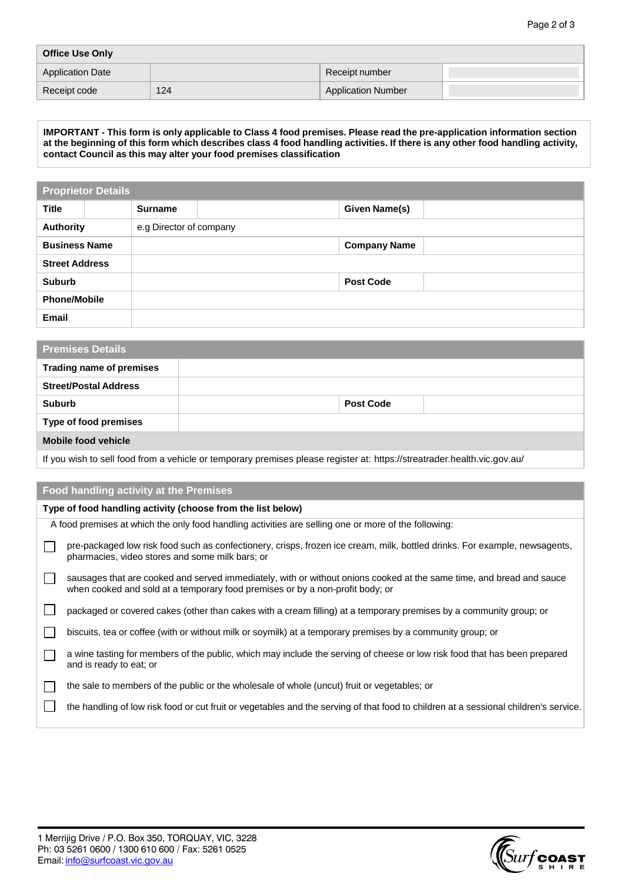| Office Use Only | | | |
|---|---|---|---|
| Application Date | | Receipt number | |
| Receipt code | 124 | Application Number | |

**IMPORTANT - This form is only applicable to Class 4 food premises. Please read the pre-application information section at the beginning of this form which describes class 4 food handling activities. If there is any other food handling activity, contact Council as this may alter your food premises classification**

| Proprietor Details | | | | | |
|---|---|---|---|---|---|
| **Title** | | **Surname** | | **Given Name(s)** | |
| **Authority** | e.g Director of company | | | | |
| **Business Name** | | | | **Company Name** | |
| **Street Address** | | | | | |
| **Suburb** | | | | **Post Code** | |
| **Phone/Mobile** | | | | | |
| **Email** | | | | | |

| Premises Details | | | |
|---|---|---|---|
| **Trading name of premises** | | | |
| **Street/Postal Address** | | | |
| **Suburb** | | **Post Code** | |
| **Type of food premises** | | | |
| **Mobile food vehicle** | | | |
| If you wish to sell food from a vehicle or temporary premises please register at: https://streatrader.health.vic.gov.au/ | | | |

## Food handling activity at the Premises

**Type of food handling activity (choose from the list below)**

A food premises at which the only food handling activities are selling one or more of the following:

- ☐ pre-packaged low risk food such as confectionery, crisps, frozen ice cream, milk, bottled drinks. For example, newsagents, pharmacies, video stores and some milk bars; or
- ☐ sausages that are cooked and served immediately, with or without onions cooked at the same time, and bread and sauce when cooked and sold at a temporary food premises or by a non-profit body; or
- ☐ packaged or covered cakes (other than cakes with a cream filling) at a temporary premises by a community group; or
- ☐ biscuits, tea or coffee (with or without milk or soymilk) at a temporary premises by a community group; or
- ☐ a wine tasting for members of the public, which may include the serving of cheese or low risk food that has been prepared and is ready to eat; or
- ☐ the sale to members of the public or the wholesale of whole (uncut) fruit or vegetables; or
- ☐ the handling of low risk food or cut fruit or vegetables and the serving of that food to children at a sessional children's service.

1 Merrijig Drive / P.O. Box 350, TORQUAY, VIC, 3228
Ph: 03 5261 0600 / 1300 610 600 / Fax: 5261 0525
Email: info@surfcoast.vic.gov.au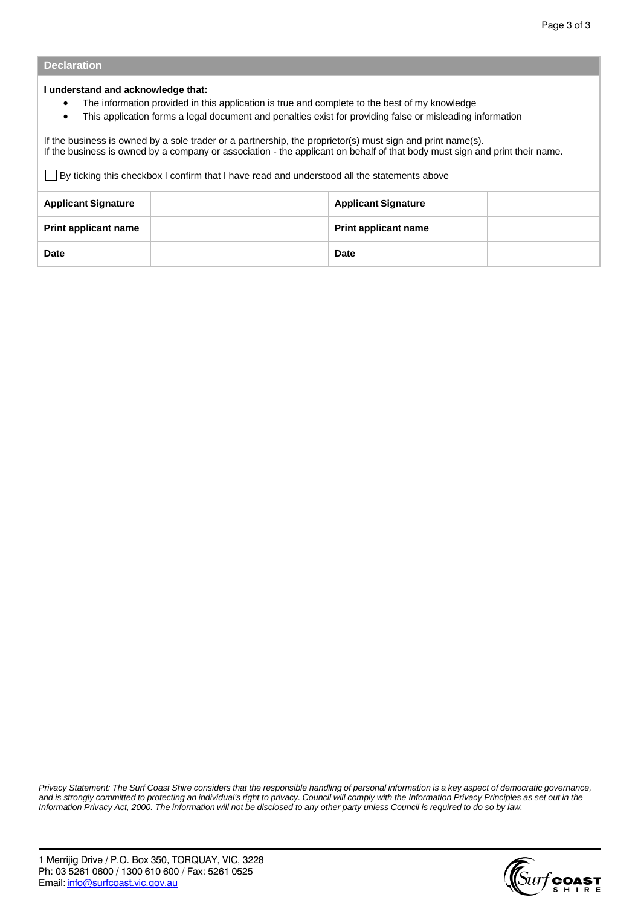## Declaration

**I understand and acknowledge that:**

- The information provided in this application is true and complete to the best of my knowledge
- This application forms a legal document and penalties exist for providing false or misleading information

If the business is owned by a sole trader or a partnership, the proprietor(s) must sign and print name(s).
If the business is owned by a company or association - the applicant on behalf of that body must sign and print their name.

☐ By ticking this checkbox I confirm that I have read and understood all the statements above

| | | | |
|---|---|---|---|
| **Applicant Signature** | | **Applicant Signature** | |
| **Print applicant name** | | **Print applicant name** | |
| **Date** | | **Date** | |

*Privacy Statement: The Surf Coast Shire considers that the responsible handling of personal information is a key aspect of democratic governance, and is strongly committed to protecting an individual's right to privacy. Council will comply with the Information Privacy Principles as set out in the Information Privacy Act, 2000. The information will not be disclosed to any other party unless Council is required to do so by law.*

1 Merrijig Drive / P.O. Box 350, TORQUAY, VIC, 3228
Ph: 03 5261 0600 / 1300 610 600 / Fax: 5261 0525
Email: info@surfcoast.vic.gov.au